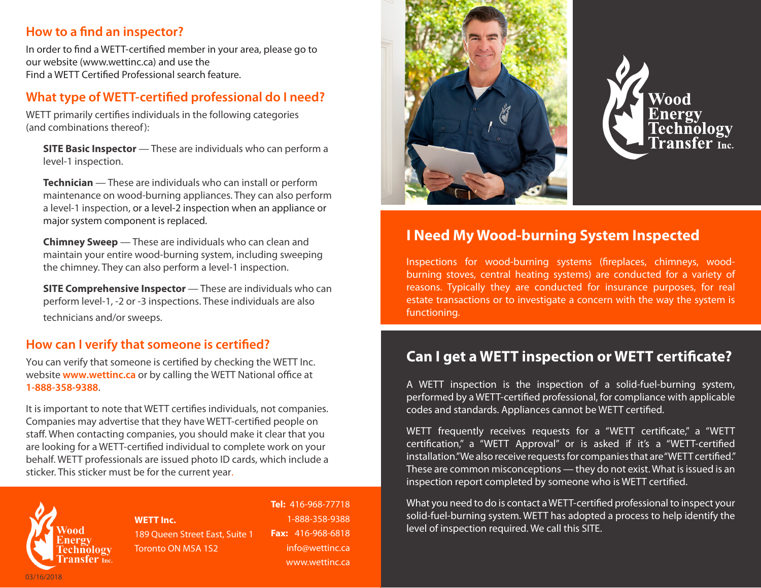## How to a find an inspector?

In order to find a WETT-certified member in your area, please go to our website (www.wettinc.ca) and use the Find a WETT Certified Professional search feature.

## What type of WETT-certified professional do I need?

WETT primarily certifies individuals in the following categories (and combinations thereof):

**SITE Basic Inspector** — These are individuals who can perform a level-1 inspection.

**Technician** — These are individuals who can install or perform maintenance on wood-burning appliances. They can also perform a level-1 inspection, or a level-2 inspection when an appliance or major system component is replaced.

**Chimney Sweep** — These are individuals who can clean and maintain your entire wood-burning system, including sweeping the chimney. They can also perform a level-1 inspection.

**SITE Comprehensive Inspector** — These are individuals who can perform level-1, -2 or -3 inspections. These individuals are also technicians and/or sweeps.

## How can I verify that someone is certified?

You can verify that someone is certified by checking the WETT Inc. website **www.wettinc.ca** or by calling the WETT National office at **1-888-358-9388**.

It is important to note that WETT certifies individuals, not companies. Companies may advertise that they have WETT-certified people on staff. When contacting companies, you should make it clear that you are looking for a WETT-certified individual to complete work on your behalf. WETT professionals are issued photo ID cards, which include a sticker. This sticker must be for the current year.

Wood Energy Technology Transfer Inc.

**WETT Inc.**
189 Queen Street East, Suite 1
Toronto ON M5A 1S2

**Tel:** 416-968-77718
1-888-358-9388
**Fax:** 416-968-6818
info@wettinc.ca
www.wettinc.ca

03/16/2018

# Wood Energy Technology Transfer Inc.

## I Need My Wood-burning System Inspected

Inspections for wood-burning systems (fireplaces, chimneys, wood-burning stoves, central heating systems) are conducted for a variety of reasons. Typically they are conducted for insurance purposes, for real estate transactions or to investigate a concern with the way the system is functioning.

## Can I get a WETT inspection or WETT certificate?

A WETT inspection is the inspection of a solid-fuel-burning system, performed by a WETT-certified professional, for compliance with applicable codes and standards. Appliances cannot be WETT certified.

WETT frequently receives requests for a "WETT certificate," a "WETT certification," a "WETT Approval" or is asked if it's a "WETT-certified installation." We also receive requests for companies that are "WETT certified." These are common misconceptions — they do not exist. What is issued is an inspection report completed by someone who is WETT certified.

What you need to do is contact a WETT-certified professional to inspect your solid-fuel-burning system. WETT has adopted a process to help identify the level of inspection required. We call this SITE.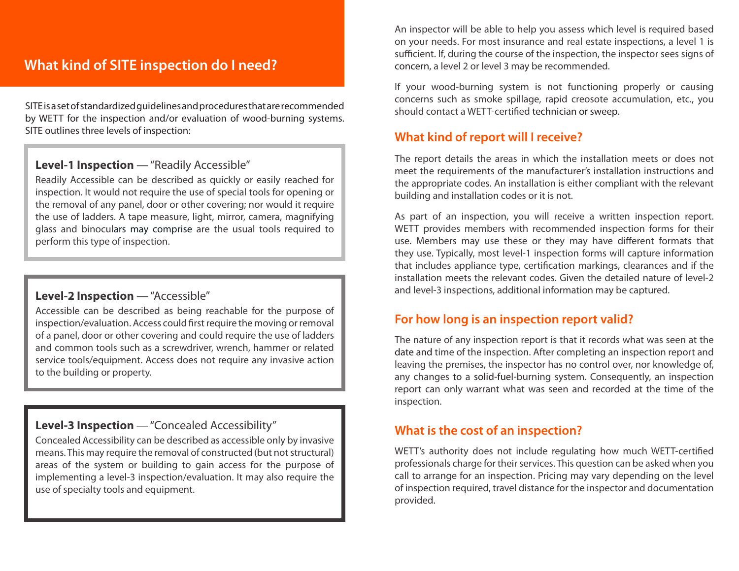## What kind of SITE inspection do I need?

SITE is a set of standardized guidelines and procedures that are recommended by WETT for the inspection and/or evaluation of wood-burning systems. SITE outlines three levels of inspection:

**Level-1 Inspection** — "Readily Accessible"
Readily Accessible can be described as quickly or easily reached for inspection. It would not require the use of special tools for opening or the removal of any panel, door or other covering; nor would it require the use of ladders. A tape measure, light, mirror, camera, magnifying glass and binoculars may comprise are the usual tools required to perform this type of inspection.

**Level-2 Inspection** — "Accessible"
Accessible can be described as being reachable for the purpose of inspection/evaluation. Access could first require the moving or removal of a panel, door or other covering and could require the use of ladders and common tools such as a screwdriver, wrench, hammer or related service tools/equipment. Access does not require any invasive action to the building or property.

**Level-3 Inspection** — "Concealed Accessibility"
Concealed Accessibility can be described as accessible only by invasive means. This may require the removal of constructed (but not structural) areas of the system or building to gain access for the purpose of implementing a level-3 inspection/evaluation. It may also require the use of specialty tools and equipment.

An inspector will be able to help you assess which level is required based on your needs. For most insurance and real estate inspections, a level 1 is sufficient. If, during the course of the inspection, the inspector sees signs of concern, a level 2 or level 3 may be recommended.

If your wood-burning system is not functioning properly or causing concerns such as smoke spillage, rapid creosote accumulation, etc., you should contact a WETT-certified technician or sweep.

## What kind of report will I receive?

The report details the areas in which the installation meets or does not meet the requirements of the manufacturer's installation instructions and the appropriate codes. An installation is either compliant with the relevant building and installation codes or it is not.

As part of an inspection, you will receive a written inspection report. WETT provides members with recommended inspection forms for their use. Members may use these or they may have different formats that they use. Typically, most level-1 inspection forms will capture information that includes appliance type, certification markings, clearances and if the installation meets the relevant codes. Given the detailed nature of level-2 and level-3 inspections, additional information may be captured.

## For how long is an inspection report valid?

The nature of any inspection report is that it records what was seen at the date and time of the inspection. After completing an inspection report and leaving the premises, the inspector has no control over, nor knowledge of, any changes to a solid-fuel-burning system. Consequently, an inspection report can only warrant what was seen and recorded at the time of the inspection.

## What is the cost of an inspection?

WETT's authority does not include regulating how much WETT-certified professionals charge for their services. This question can be asked when you call to arrange for an inspection. Pricing may vary depending on the level of inspection required, travel distance for the inspector and documentation provided.